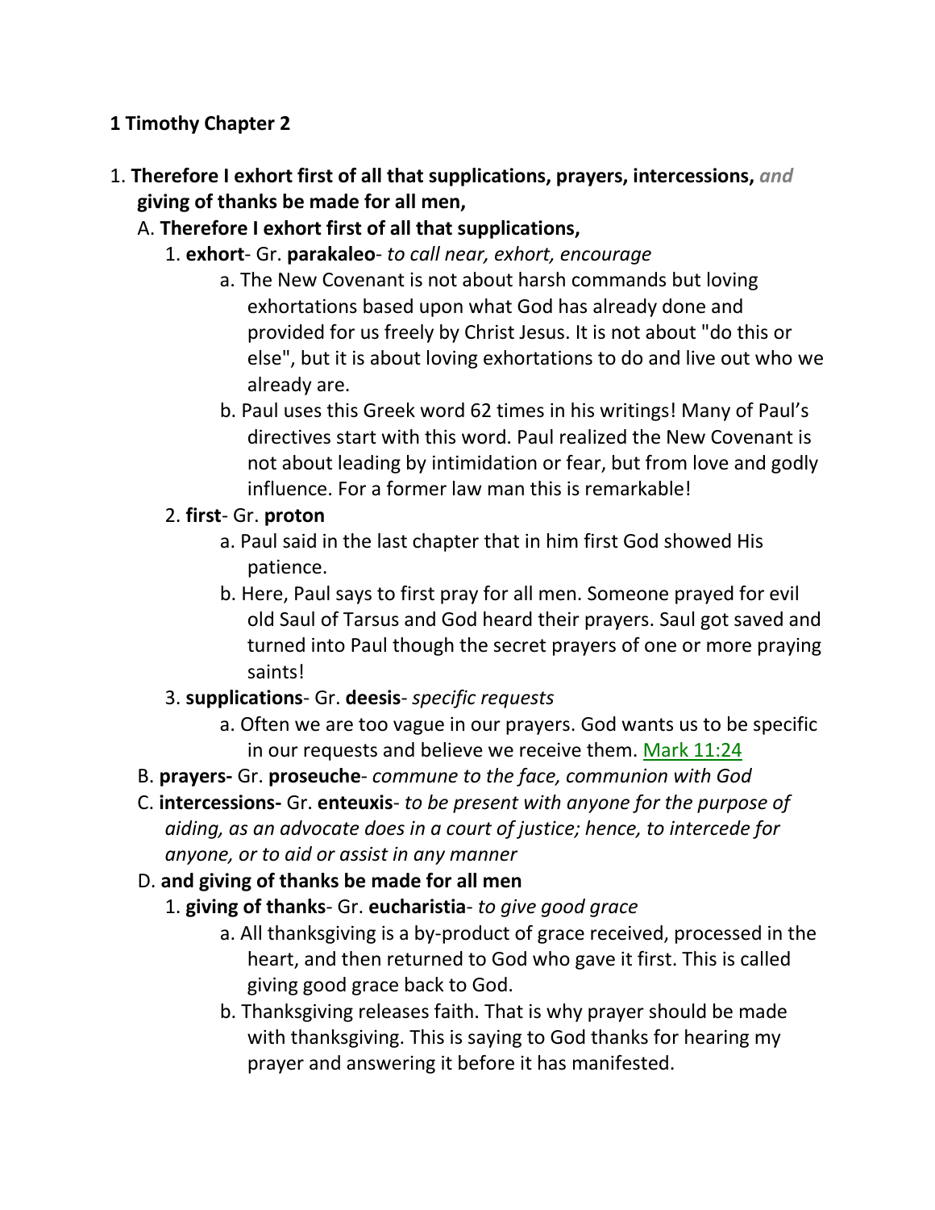**1 Timothy Chapter 2**

1. **Therefore I exhort first of all that supplications, prayers, intercessions,** *and* **giving of thanks be made for all men,**
   - A. **Therefore I exhort first of all that supplications,**
     1. **exhort**- Gr. **parakaleo**- *to call near, exhort, encourage*
        - a. The New Covenant is not about harsh commands but loving exhortations based upon what God has already done and provided for us freely by Christ Jesus. It is not about "do this or else", but it is about loving exhortations to do and live out who we already are.
        - b. Paul uses this Greek word 62 times in his writings! Many of Paul's directives start with this word. Paul realized the New Covenant is not about leading by intimidation or fear, but from love and godly influence. For a former law man this is remarkable!
     2. **first**- Gr. **proton**
        - a. Paul said in the last chapter that in him first God showed His patience.
        - b. Here, Paul says to first pray for all men. Someone prayed for evil old Saul of Tarsus and God heard their prayers. Saul got saved and turned into Paul though the secret prayers of one or more praying saints!
     3. **supplications**- Gr. **deesis**- *specific requests*
        - a. Often we are too vague in our prayers. God wants us to be specific in our requests and believe we receive them. Mark 11:24
   - B. **prayers-** Gr. **proseuche**- *commune to the face, communion with God*
   - C. **intercessions-** Gr. **enteuxis**- *to be present with anyone for the purpose of aiding, as an advocate does in a court of justice; hence, to intercede for anyone, or to aid or assist in any manner*
   - D. **and giving of thanks be made for all men**
     1. **giving of thanks**- Gr. **eucharistia**- *to give good grace*
        - a. All thanksgiving is a by-product of grace received, processed in the heart, and then returned to God who gave it first. This is called giving good grace back to God.
        - b. Thanksgiving releases faith. That is why prayer should be made with thanksgiving. This is saying to God thanks for hearing my prayer and answering it before it has manifested.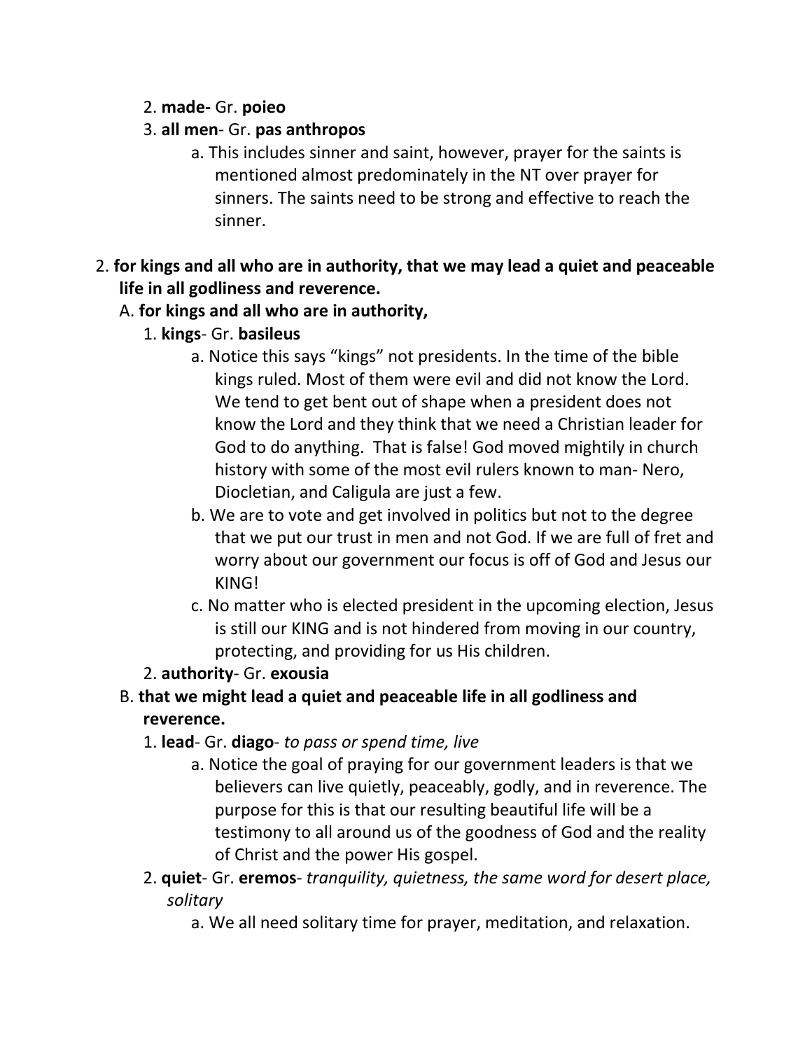2. **made-** Gr. **poieo**
3. **all men**- Gr. **pas anthropos**
    a. This includes sinner and saint, however, prayer for the saints is mentioned almost predominately in the NT over prayer for sinners. The saints need to be strong and effective to reach the sinner.

2. **for kings and all who are in authority, that we may lead a quiet and peaceable life in all godliness and reverence.**
   A. **for kings and all who are in authority,**
      1. **kings**- Gr. **basileus**
         a. Notice this says "kings" not presidents. In the time of the bible kings ruled. Most of them were evil and did not know the Lord. We tend to get bent out of shape when a president does not know the Lord and they think that we need a Christian leader for God to do anything. That is false! God moved mightily in church history with some of the most evil rulers known to man- Nero, Diocletian, and Caligula are just a few.
         b. We are to vote and get involved in politics but not to the degree that we put our trust in men and not God. If we are full of fret and worry about our government our focus is off of God and Jesus our KING!
         c. No matter who is elected president in the upcoming election, Jesus is still our KING and is not hindered from moving in our country, protecting, and providing for us His children.
      2. **authority**- Gr. **exousia**
   B. **that we might lead a quiet and peaceable life in all godliness and reverence.**
      1. **lead**- Gr. **diago**- *to pass or spend time, live*
         a. Notice the goal of praying for our government leaders is that we believers can live quietly, peaceably, godly, and in reverence. The purpose for this is that our resulting beautiful life will be a testimony to all around us of the goodness of God and the reality of Christ and the power His gospel.
      2. **quiet**- Gr. **eremos**- *tranquility, quietness, the same word for desert place, solitary*
         a. We all need solitary time for prayer, meditation, and relaxation.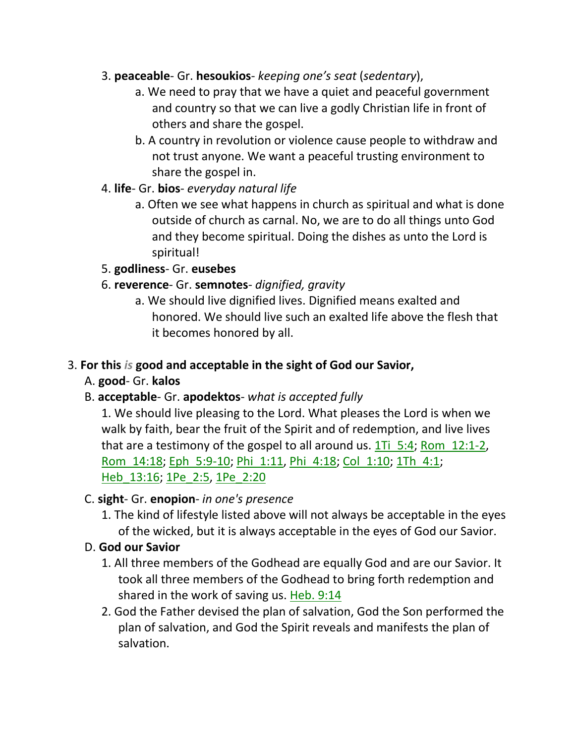3. **peaceable**- Gr. **hesoukios**- *keeping one's seat* (*sedentary*),

    a. We need to pray that we have a quiet and peaceful government and country so that we can live a godly Christian life in front of others and share the gospel.

    b. A country in revolution or violence cause people to withdraw and not trust anyone. We want a peaceful trusting environment to share the gospel in.

4. **life**- Gr. **bios**- *everyday natural life*

    a. Often we see what happens in church as spiritual and what is done outside of church as carnal. No, we are to do all things unto God and they become spiritual. Doing the dishes as unto the Lord is spiritual!

5. **godliness**- Gr. **eusebes**

6. **reverence**- Gr. **semnotes**- *dignified, gravity*

    a. We should live dignified lives. Dignified means exalted and honored. We should live such an exalted life above the flesh that it becomes honored by all.

3. **For this *is* good and acceptable in the sight of God our Savior,**

A. **good**- Gr. **kalos**

B. **acceptable**- Gr. **apodektos**- *what is accepted fully*

1. We should live pleasing to the Lord. What pleases the Lord is when we walk by faith, bear the fruit of the Spirit and of redemption, and live lives that are a testimony of the gospel to all around us. 1Ti_5:4; Rom_12:1-2, Rom_14:18; Eph_5:9-10; Phi_1:11, Phi_4:18; Col_1:10; 1Th_4:1; Heb_13:16; 1Pe_2:5, 1Pe_2:20

C. **sight**- Gr. **enopion**- *in one's presence*

1. The kind of lifestyle listed above will not always be acceptable in the eyes of the wicked, but it is always acceptable in the eyes of God our Savior.

D. **God our Savior**

1. All three members of the Godhead are equally God and are our Savior. It took all three members of the Godhead to bring forth redemption and shared in the work of saving us. Heb. 9:14

2. God the Father devised the plan of salvation, God the Son performed the plan of salvation, and God the Spirit reveals and manifests the plan of salvation.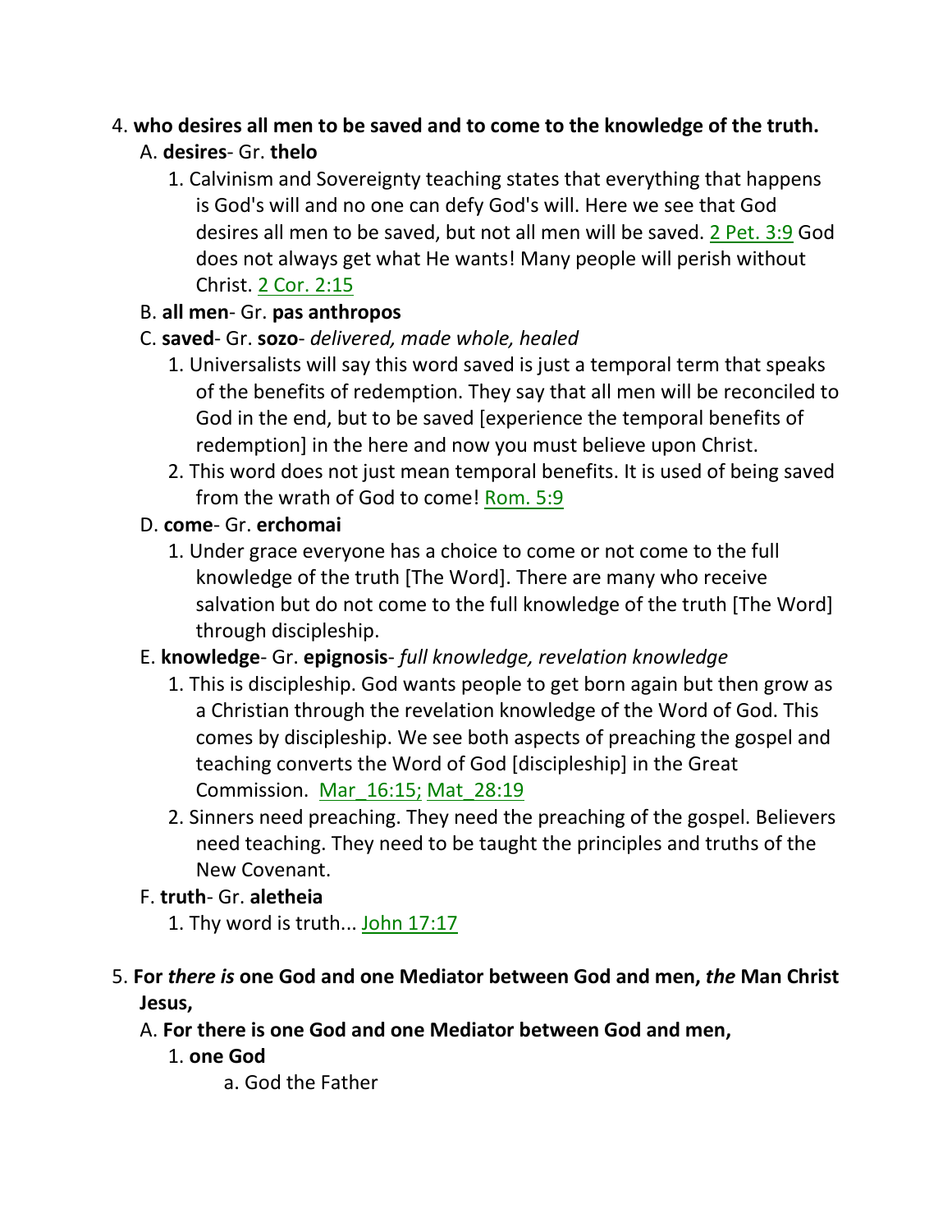4. **who desires all men to be saved and to come to the knowledge of the truth.**

   A. **desires**- Gr. **thelo**

      1. Calvinism and Sovereignty teaching states that everything that happens is God's will and no one can defy God's will. Here we see that God desires all men to be saved, but not all men will be saved. 2 Pet. 3:9 God does not always get what He wants! Many people will perish without Christ. 2 Cor. 2:15

   B. **all men**- Gr. **pas anthropos**

   C. **saved**- Gr. **sozo**- *delivered, made whole, healed*

      1. Universalists will say this word saved is just a temporal term that speaks of the benefits of redemption. They say that all men will be reconciled to God in the end, but to be saved [experience the temporal benefits of redemption] in the here and now you must believe upon Christ.
      2. This word does not just mean temporal benefits. It is used of being saved from the wrath of God to come! Rom. 5:9

   D. **come**- Gr. **erchomai**

      1. Under grace everyone has a choice to come or not come to the full knowledge of the truth [The Word]. There are many who receive salvation but do not come to the full knowledge of the truth [The Word] through discipleship.

   E. **knowledge**- Gr. **epignosis**- *full knowledge, revelation knowledge*

      1. This is discipleship. God wants people to get born again but then grow as a Christian through the revelation knowledge of the Word of God. This comes by discipleship. We see both aspects of preaching the gospel and teaching converts the Word of God [discipleship] in the Great Commission. Mar_16:15; Mat_28:19
      2. Sinners need preaching. They need the preaching of the gospel. Believers need teaching. They need to be taught the principles and truths of the New Covenant.

   F. **truth**- Gr. **aletheia**

      1. Thy word is truth... John 17:17

5. **For *there is* one God and one Mediator between God and men, *the* Man Christ Jesus,**

   A. **For there is one God and one Mediator between God and men,**

      1. **one God**

         a. God the Father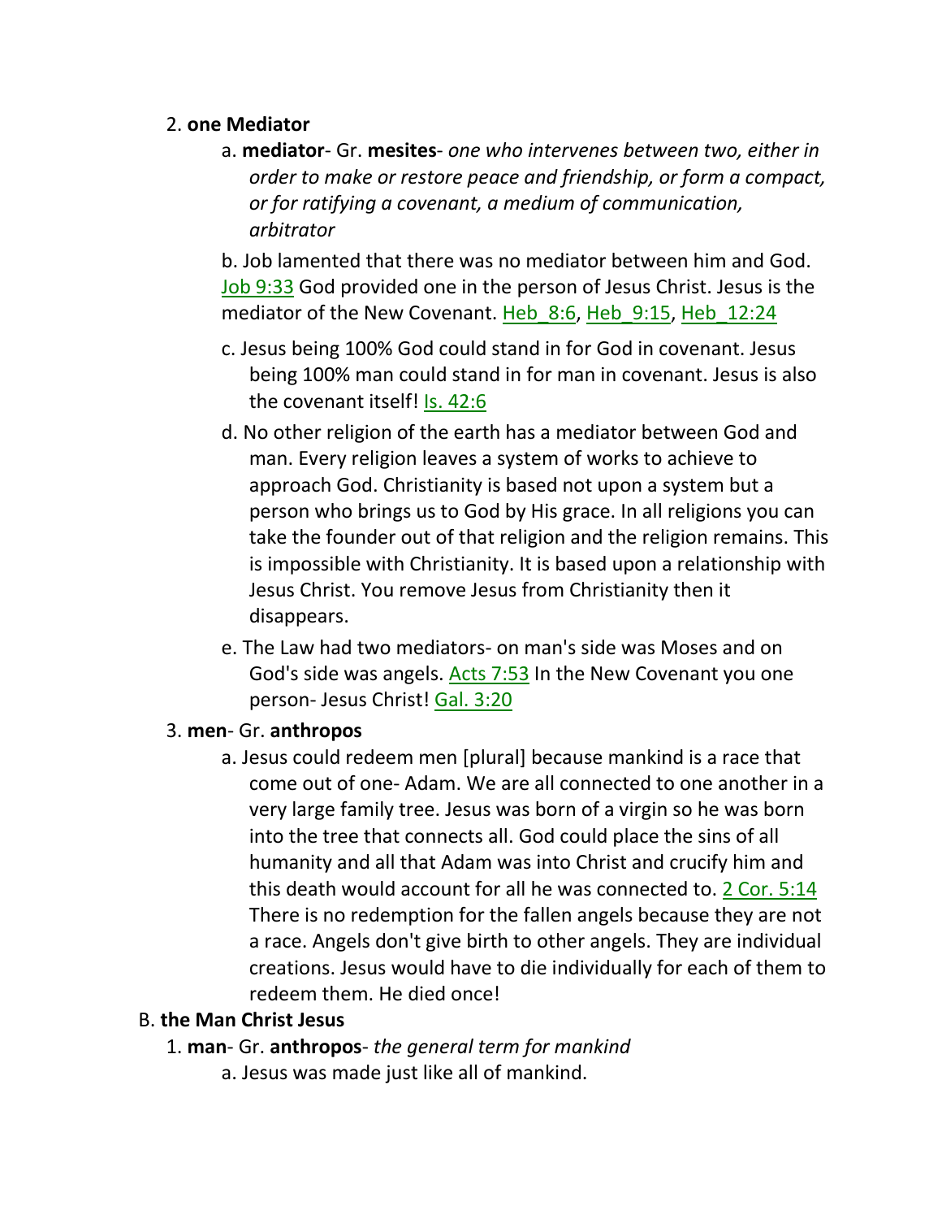2. **one Mediator**

   a. **mediator**- Gr. **mesites**- *one who intervenes between two, either in order to make or restore peace and friendship, or form a compact, or for ratifying a covenant, a medium of communication, arbitrator*

   b. Job lamented that there was no mediator between him and God. Job 9:33 God provided one in the person of Jesus Christ. Jesus is the mediator of the New Covenant. Heb_8:6, Heb_9:15, Heb_12:24

   c. Jesus being 100% God could stand in for God in covenant. Jesus being 100% man could stand in for man in covenant. Jesus is also the covenant itself! Is. 42:6

   d. No other religion of the earth has a mediator between God and man. Every religion leaves a system of works to achieve to approach God. Christianity is based not upon a system but a person who brings us to God by His grace. In all religions you can take the founder out of that religion and the religion remains. This is impossible with Christianity. It is based upon a relationship with Jesus Christ. You remove Jesus from Christianity then it disappears.

   e. The Law had two mediators- on man's side was Moses and on God's side was angels. Acts 7:53 In the New Covenant you one person- Jesus Christ! Gal. 3:20

3. **men**- Gr. **anthropos**

   a. Jesus could redeem men [plural] because mankind is a race that come out of one- Adam. We are all connected to one another in a very large family tree. Jesus was born of a virgin so he was born into the tree that connects all. God could place the sins of all humanity and all that Adam was into Christ and crucify him and this death would account for all he was connected to. 2 Cor. 5:14 There is no redemption for the fallen angels because they are not a race. Angels don't give birth to other angels. They are individual creations. Jesus would have to die individually for each of them to redeem them. He died once!

B. **the Man Christ Jesus**

1. **man**- Gr. **anthropos**- *the general term for mankind*

   a. Jesus was made just like all of mankind.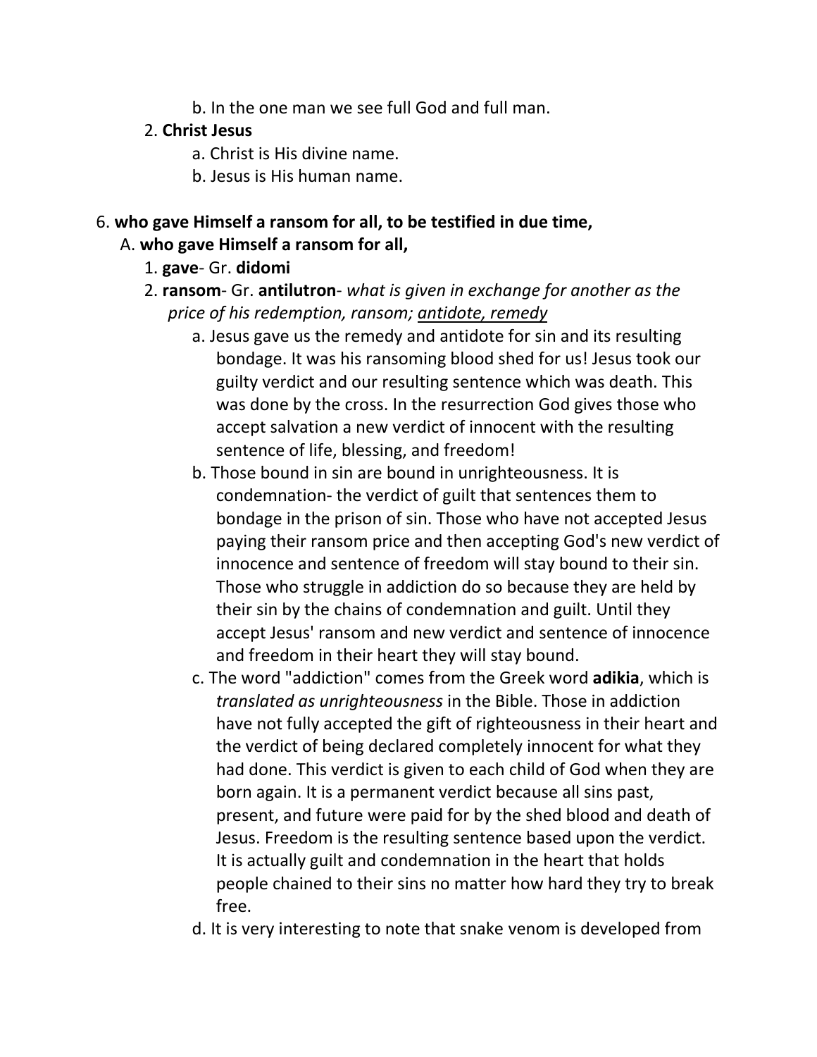b. In the one man we see full God and full man.

    2. **Christ Jesus**

        a. Christ is His divine name.

        b. Jesus is His human name.

6. **who gave Himself a ransom for all, to be testified in due time,**

    A. **who gave Himself a ransom for all,**

        1. **gave**- Gr. **didomi**

        2. **ransom**- Gr. **antilutron**- *what is given in exchange for another as the price of his redemption, ransom; <u>antidote, remedy</u>*

            a. Jesus gave us the remedy and antidote for sin and its resulting bondage. It was his ransoming blood shed for us! Jesus took our guilty verdict and our resulting sentence which was death. This was done by the cross. In the resurrection God gives those who accept salvation a new verdict of innocent with the resulting sentence of life, blessing, and freedom!

            b. Those bound in sin are bound in unrighteousness. It is condemnation- the verdict of guilt that sentences them to bondage in the prison of sin. Those who have not accepted Jesus paying their ransom price and then accepting God's new verdict of innocence and sentence of freedom will stay bound to their sin. Those who struggle in addiction do so because they are held by their sin by the chains of condemnation and guilt. Until they accept Jesus' ransom and new verdict and sentence of innocence and freedom in their heart they will stay bound.

            c. The word "addiction" comes from the Greek word **adikia**, which is *translated as unrighteousness* in the Bible. Those in addiction have not fully accepted the gift of righteousness in their heart and the verdict of being declared completely innocent for what they had done. This verdict is given to each child of God when they are born again. It is a permanent verdict because all sins past, present, and future were paid for by the shed blood and death of Jesus. Freedom is the resulting sentence based upon the verdict. It is actually guilt and condemnation in the heart that holds people chained to their sins no matter how hard they try to break free.

            d. It is very interesting to note that snake venom is developed from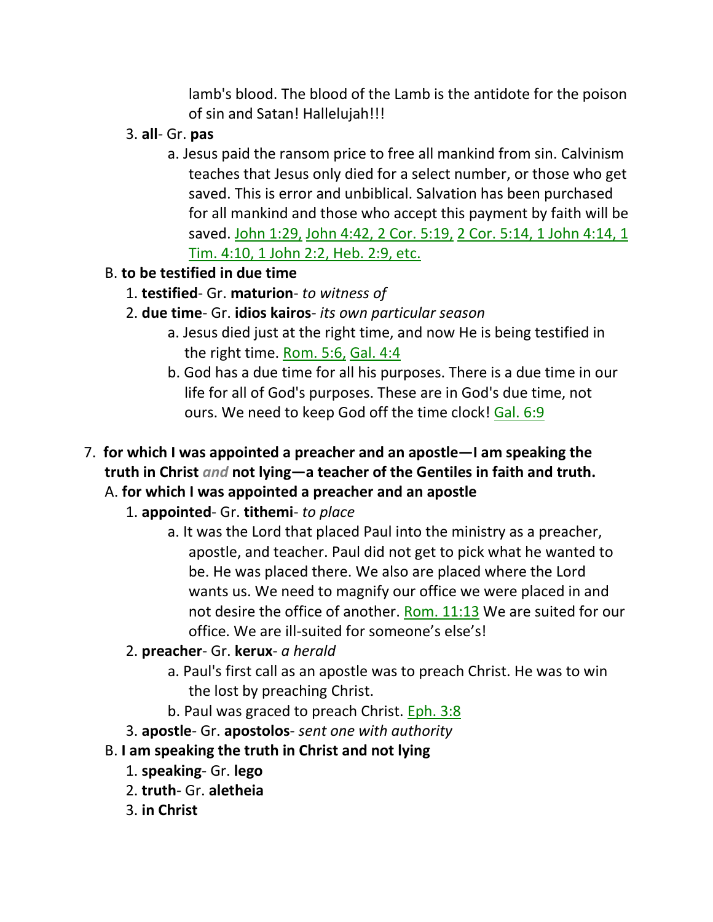lamb's blood. The blood of the Lamb is the antidote for the poison of sin and Satan! Hallelujah!!!

3. **all**- Gr. **pas**
    a. Jesus paid the ransom price to free all mankind from sin. Calvinism teaches that Jesus only died for a select number, or those who get saved. This is error and unbiblical. Salvation has been purchased for all mankind and those who accept this payment by faith will be saved. John 1:29, John 4:42, 2 Cor. 5:19, 2 Cor. 5:14, 1 John 4:14, 1 Tim. 4:10, 1 John 2:2, Heb. 2:9, etc.

B. **to be testified in due time**

1. **testified**- Gr. **maturion**- *to witness of*
2. **due time**- Gr. **idios kairos**- *its own particular season*
    a. Jesus died just at the right time, and now He is being testified in the right time. Rom. 5:6, Gal. 4:4
    b. God has a due time for all his purposes. There is a due time in our life for all of God's purposes. These are in God's due time, not ours. We need to keep God off the time clock! Gal. 6:9

7. **for which I was appointed a preacher and an apostle—I am speaking the truth in Christ** ***and*** **not lying—a teacher of the Gentiles in faith and truth.**

A. **for which I was appointed a preacher and an apostle**

1. **appointed**- Gr. **tithemi**- *to place*
    a. It was the Lord that placed Paul into the ministry as a preacher, apostle, and teacher. Paul did not get to pick what he wanted to be. He was placed there. We also are placed where the Lord wants us. We need to magnify our office we were placed in and not desire the office of another. Rom. 11:13 We are suited for our office. We are ill-suited for someone's else's!
2. **preacher**- Gr. **kerux**- *a herald*
    a. Paul's first call as an apostle was to preach Christ. He was to win the lost by preaching Christ.
    b. Paul was graced to preach Christ. Eph. 3:8
3. **apostle**- Gr. **apostolos**- *sent one with authority*

B. **I am speaking the truth in Christ and not lying**

1. **speaking**- Gr. **lego**
2. **truth**- Gr. **aletheia**
3. **in Christ**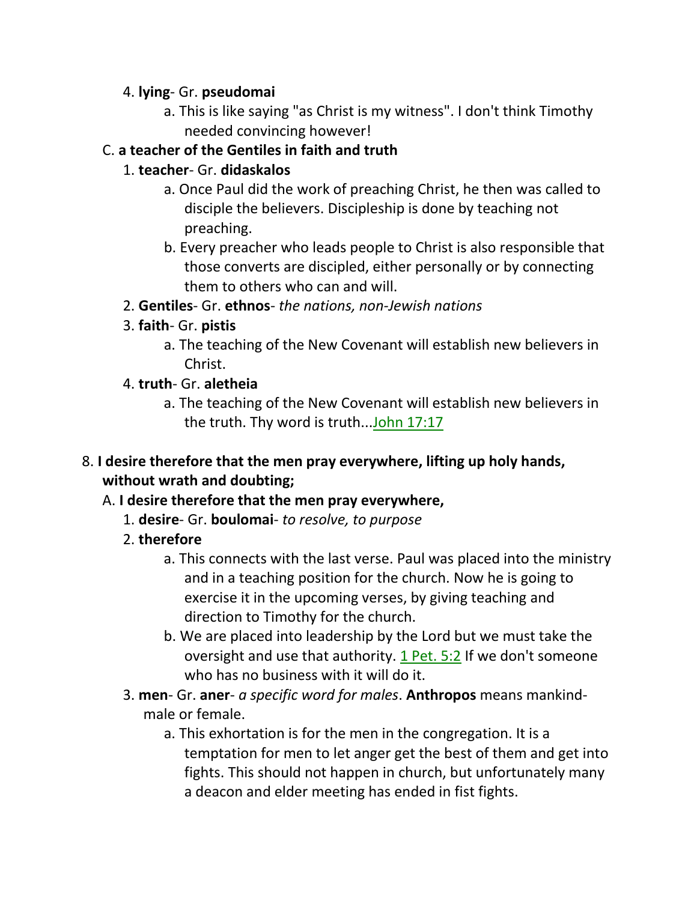4. **lying**- Gr. **pseudomai**
    a. This is like saying "as Christ is my witness". I don't think Timothy needed convincing however!

C. **a teacher of the Gentiles in faith and truth**
  1. **teacher**- Gr. **didaskalos**
      a. Once Paul did the work of preaching Christ, he then was called to disciple the believers. Discipleship is done by teaching not preaching.
      b. Every preacher who leads people to Christ is also responsible that those converts are discipled, either personally or by connecting them to others who can and will.
  2. **Gentiles**- Gr. **ethnos**- *the nations, non-Jewish nations*
  3. **faith**- Gr. **pistis**
      a. The teaching of the New Covenant will establish new believers in Christ.
  4. **truth**- Gr. **aletheia**
      a. The teaching of the New Covenant will establish new believers in the truth. Thy word is truth...John 17:17

8. **I desire therefore that the men pray everywhere, lifting up holy hands, without wrath and doubting;**

A. **I desire therefore that the men pray everywhere,**
  1. **desire**- Gr. **boulomai**- *to resolve, to purpose*
  2. **therefore**
      a. This connects with the last verse. Paul was placed into the ministry and in a teaching position for the church. Now he is going to exercise it in the upcoming verses, by giving teaching and direction to Timothy for the church.
      b. We are placed into leadership by the Lord but we must take the oversight and use that authority. 1 Pet. 5:2 If we don't someone who has no business with it will do it.
  3. **men**- Gr. **aner**- *a specific word for males*. **Anthropos** means mankind- male or female.
      a. This exhortation is for the men in the congregation. It is a temptation for men to let anger get the best of them and get into fights. This should not happen in church, but unfortunately many a deacon and elder meeting has ended in fist fights.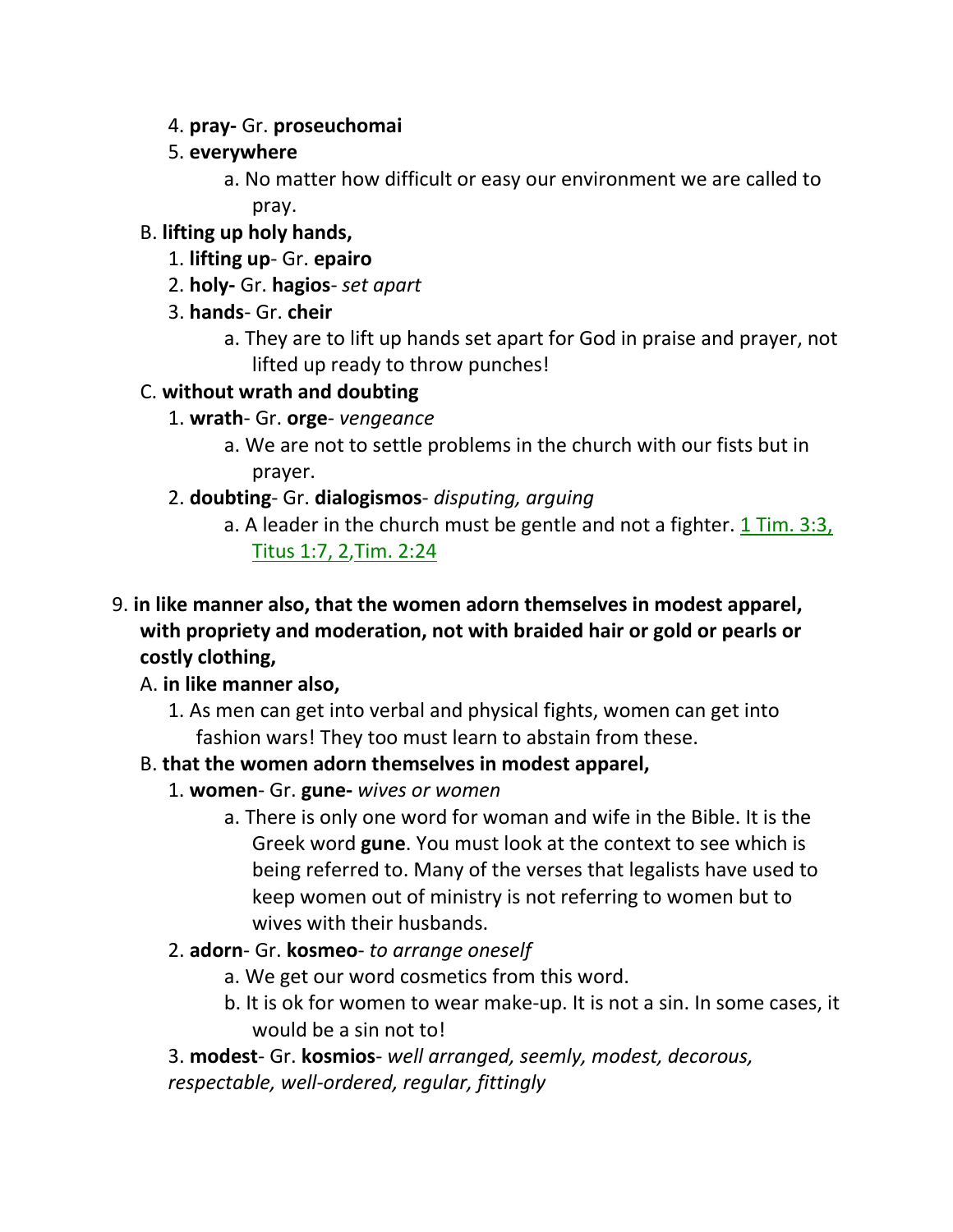4. **pray-** Gr. **proseuchomai**
5. **everywhere**
   a. No matter how difficult or easy our environment we are called to pray.

B. **lifting up holy hands,**
   1. **lifting up**- Gr. **epairo**
   2. **holy-** Gr. **hagios**- *set apart*
   3. **hands**- Gr. **cheir**
      a. They are to lift up hands set apart for God in praise and prayer, not lifted up ready to throw punches!

C. **without wrath and doubting**
   1. **wrath**- Gr. **orge**- *vengeance*
      a. We are not to settle problems in the church with our fists but in prayer.
   2. **doubting**- Gr. **dialogismos**- *disputing, arguing*
      a. A leader in the church must be gentle and not a fighter. 1 Tim. 3:3, Titus 1:7, 2,Tim. 2:24

9. **in like manner also, that the women adorn themselves in modest apparel, with propriety and moderation, not with braided hair or gold or pearls or costly clothing,**

A. **in like manner also,**
   1. As men can get into verbal and physical fights, women can get into fashion wars! They too must learn to abstain from these.

B. **that the women adorn themselves in modest apparel,**
   1. **women**- Gr. **gune-** *wives or women*
      a. There is only one word for woman and wife in the Bible. It is the Greek word **gune**. You must look at the context to see which is being referred to. Many of the verses that legalists have used to keep women out of ministry is not referring to women but to wives with their husbands.
   2. **adorn**- Gr. **kosmeo**- *to arrange oneself*
      a. We get our word cosmetics from this word.
      b. It is ok for women to wear make-up. It is not a sin. In some cases, it would be a sin not to!
   3. **modest**- Gr. **kosmios**- *well arranged, seemly, modest, decorous, respectable, well-ordered, regular, fittingly*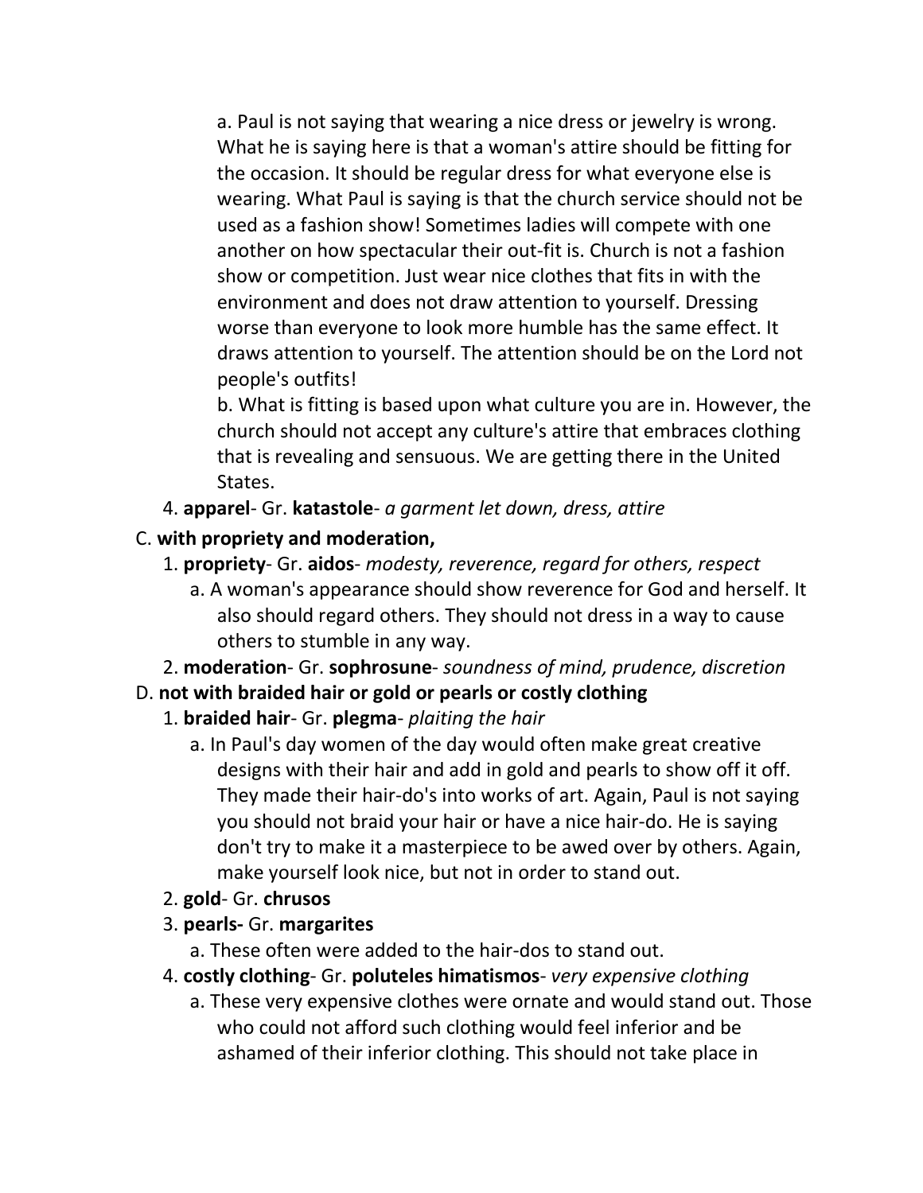a. Paul is not saying that wearing a nice dress or jewelry is wrong. What he is saying here is that a woman's attire should be fitting for the occasion. It should be regular dress for what everyone else is wearing. What Paul is saying is that the church service should not be used as a fashion show! Sometimes ladies will compete with one another on how spectacular their out-fit is. Church is not a fashion show or competition. Just wear nice clothes that fits in with the environment and does not draw attention to yourself. Dressing worse than everyone to look more humble has the same effect. It draws attention to yourself. The attention should be on the Lord not people's outfits!

b. What is fitting is based upon what culture you are in. However, the church should not accept any culture's attire that embraces clothing that is revealing and sensuous. We are getting there in the United States.

4. **apparel**- Gr. **katastole**- *a garment let down, dress, attire*

C. **with propriety and moderation,**

1. **propriety**- Gr. **aidos**- *modesty, reverence, regard for others, respect*
   - a. A woman's appearance should show reverence for God and herself. It also should regard others. They should not dress in a way to cause others to stumble in any way.
2. **moderation**- Gr. **sophrosune**- *soundness of mind, prudence, discretion*

D. **not with braided hair or gold or pearls or costly clothing**

1. **braided hair**- Gr. **plegma**- *plaiting the hair*
   - a. In Paul's day women of the day would often make great creative designs with their hair and add in gold and pearls to show off it off. They made their hair-do's into works of art. Again, Paul is not saying you should not braid your hair or have a nice hair-do. He is saying don't try to make it a masterpiece to be awed over by others. Again, make yourself look nice, but not in order to stand out.
2. **gold**- Gr. **chrusos**
3. **pearls-** Gr. **margarites**
   - a. These often were added to the hair-dos to stand out.
4. **costly clothing**- Gr. **poluteles himatismos**- *very expensive clothing*
   - a. These very expensive clothes were ornate and would stand out. Those who could not afford such clothing would feel inferior and be ashamed of their inferior clothing. This should not take place in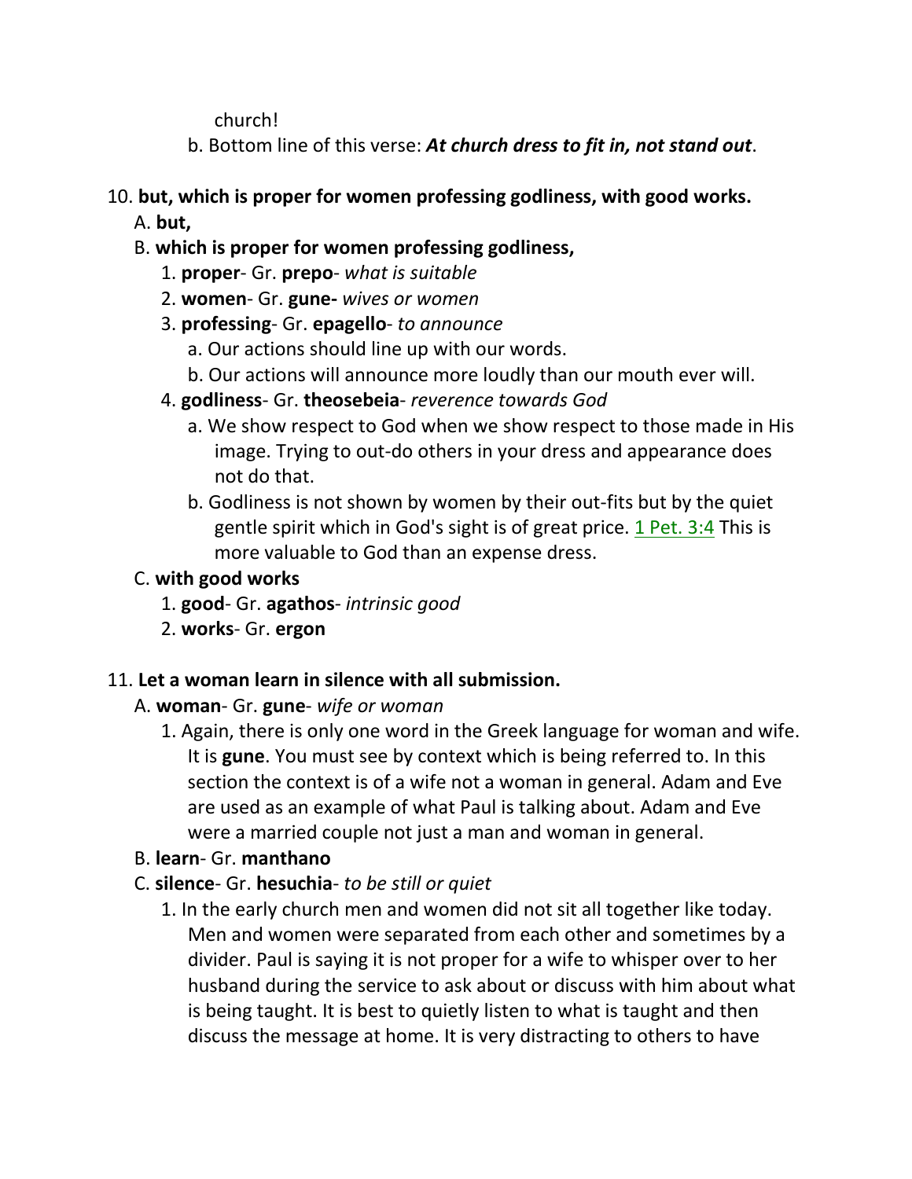church!

b. Bottom line of this verse: ***At church dress to fit in, not stand out***.

10. **but, which is proper for women professing godliness, with good works.**

A. **but,**

B. **which is proper for women professing godliness,**

1. **proper**- Gr. **prepo**- *what is suitable*
2. **women**- Gr. **gune-** *wives or women*
3. **professing**- Gr. **epagello**- *to announce*
   a. Our actions should line up with our words.
   b. Our actions will announce more loudly than our mouth ever will.
4. **godliness**- Gr. **theosebeia**- *reverence towards God*
   a. We show respect to God when we show respect to those made in His image. Trying to out-do others in your dress and appearance does not do that.
   b. Godliness is not shown by women by their out-fits but by the quiet gentle spirit which in God's sight is of great price. 1 Pet. 3:4 This is more valuable to God than an expense dress.

C. **with good works**

1. **good**- Gr. **agathos**- *intrinsic good*
2. **works**- Gr. **ergon**

11. **Let a woman learn in silence with all submission.**

A. **woman**- Gr. **gune**- *wife or woman*

1. Again, there is only one word in the Greek language for woman and wife. It is **gune**. You must see by context which is being referred to. In this section the context is of a wife not a woman in general. Adam and Eve are used as an example of what Paul is talking about. Adam and Eve were a married couple not just a man and woman in general.

B. **learn**- Gr. **manthano**

C. **silence**- Gr. **hesuchia**- *to be still or quiet*

1. In the early church men and women did not sit all together like today. Men and women were separated from each other and sometimes by a divider. Paul is saying it is not proper for a wife to whisper over to her husband during the service to ask about or discuss with him about what is being taught. It is best to quietly listen to what is taught and then discuss the message at home. It is very distracting to others to have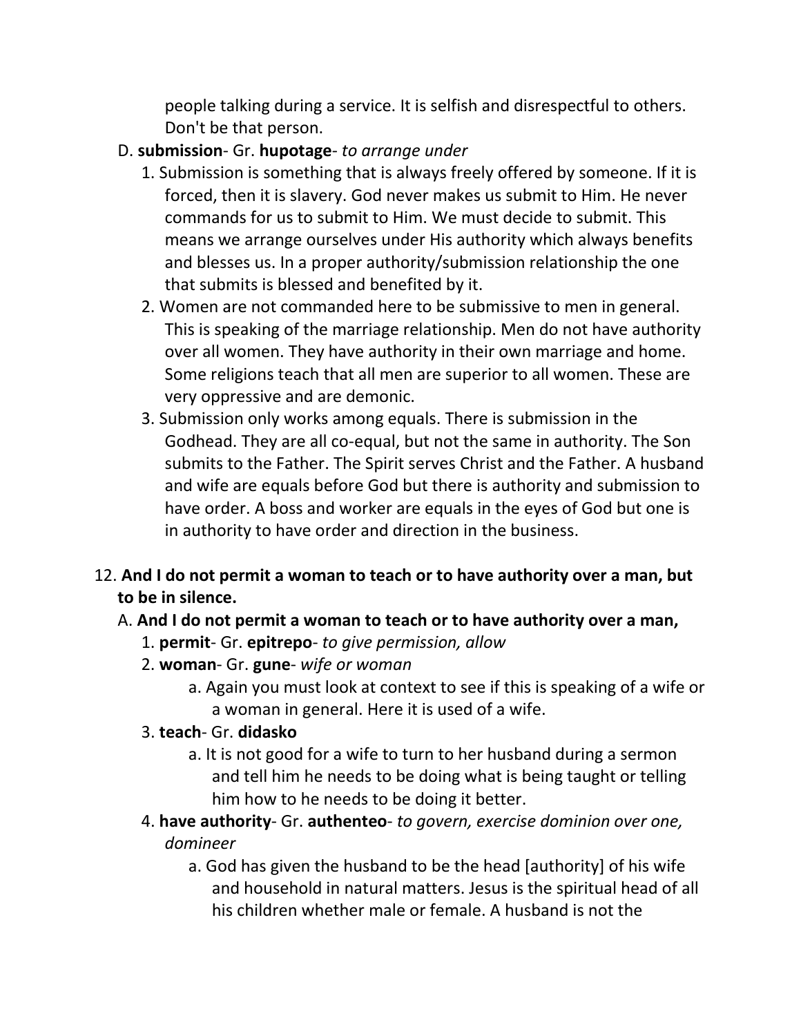people talking during a service. It is selfish and disrespectful to others. Don't be that person.

D. **submission**- Gr. **hupotage**- *to arrange under*

1. Submission is something that is always freely offered by someone. If it is forced, then it is slavery. God never makes us submit to Him. He never commands for us to submit to Him. We must decide to submit. This means we arrange ourselves under His authority which always benefits and blesses us. In a proper authority/submission relationship the one that submits is blessed and benefited by it.
2. Women are not commanded here to be submissive to men in general. This is speaking of the marriage relationship. Men do not have authority over all women. They have authority in their own marriage and home. Some religions teach that all men are superior to all women. These are very oppressive and are demonic.
3. Submission only works among equals. There is submission in the Godhead. They are all co-equal, but not the same in authority. The Son submits to the Father. The Spirit serves Christ and the Father. A husband and wife are equals before God but there is authority and submission to have order. A boss and worker are equals in the eyes of God but one is in authority to have order and direction in the business.

12. **And I do not permit a woman to teach or to have authority over a man, but to be in silence.**

A. **And I do not permit a woman to teach or to have authority over a man,**

1. **permit**- Gr. **epitrepo**- *to give permission, allow*
2. **woman**- Gr. **gune**- *wife or woman*
   a. Again you must look at context to see if this is speaking of a wife or a woman in general. Here it is used of a wife.
3. **teach**- Gr. **didasko**
   a. It is not good for a wife to turn to her husband during a sermon and tell him he needs to be doing what is being taught or telling him how to he needs to be doing it better.
4. **have authority**- Gr. **authenteo**- *to govern, exercise dominion over one, domineer*
   a. God has given the husband to be the head [authority] of his wife and household in natural matters. Jesus is the spiritual head of all his children whether male or female. A husband is not the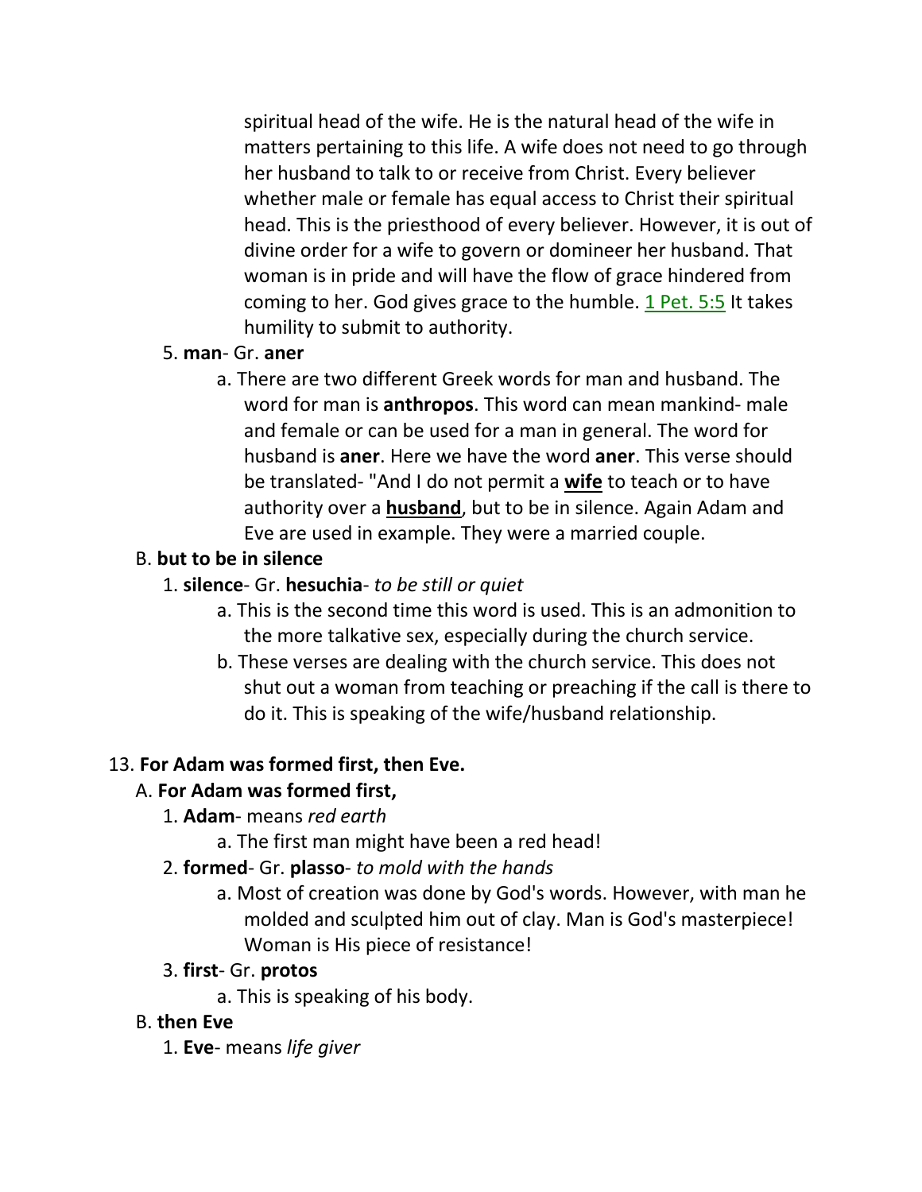spiritual head of the wife. He is the natural head of the wife in matters pertaining to this life. A wife does not need to go through her husband to talk to or receive from Christ. Every believer whether male or female has equal access to Christ their spiritual head. This is the priesthood of every believer. However, it is out of divine order for a wife to govern or domineer her husband. That woman is in pride and will have the flow of grace hindered from coming to her. God gives grace to the humble. 1 Pet. 5:5 It takes humility to submit to authority.

5. **man**- Gr. **aner**
    a. There are two different Greek words for man and husband. The word for man is **anthropos**. This word can mean mankind- male and female or can be used for a man in general. The word for husband is **aner**. Here we have the word **aner**. This verse should be translated- "And I do not permit a **wife** to teach or to have authority over a **husband**, but to be in silence. Again Adam and Eve are used in example. They were a married couple.

B. **but to be in silence**

1. **silence**- Gr. **hesuchia**- *to be still or quiet*
    a. This is the second time this word is used. This is an admonition to the more talkative sex, especially during the church service.
    b. These verses are dealing with the church service. This does not shut out a woman from teaching or preaching if the call is there to do it. This is speaking of the wife/husband relationship.

13. **For Adam was formed first, then Eve.**

A. **For Adam was formed first,**

1. **Adam**- means *red earth*
    a. The first man might have been a red head!
2. **formed**- Gr. **plasso**- *to mold with the hands*
    a. Most of creation was done by God's words. However, with man he molded and sculpted him out of clay. Man is God's masterpiece! Woman is His piece of resistance!
3. **first**- Gr. **protos**
    a. This is speaking of his body.

B. **then Eve**

1. **Eve**- means *life giver*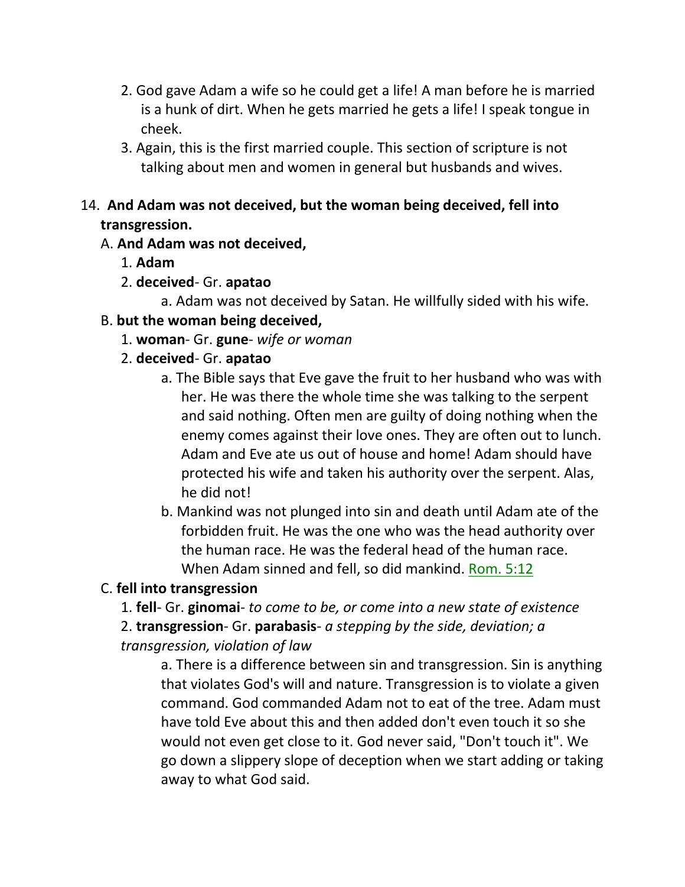2. God gave Adam a wife so he could get a life! A man before he is married is a hunk of dirt. When he gets married he gets a life! I speak tongue in cheek.

3. Again, this is the first married couple. This section of scripture is not talking about men and women in general but husbands and wives.

14. **And Adam was not deceived, but the woman being deceived, fell into transgression.**

A. **And Adam was not deceived,**

1. **Adam**

2. **deceived**- Gr. **apatao**

a. Adam was not deceived by Satan. He willfully sided with his wife.

B. **but the woman being deceived,**

1. **woman**- Gr. **gune**- *wife or woman*

2. **deceived**- Gr. **apatao**

a. The Bible says that Eve gave the fruit to her husband who was with her. He was there the whole time she was talking to the serpent and said nothing. Often men are guilty of doing nothing when the enemy comes against their love ones. They are often out to lunch. Adam and Eve ate us out of house and home! Adam should have protected his wife and taken his authority over the serpent. Alas, he did not!

b. Mankind was not plunged into sin and death until Adam ate of the forbidden fruit. He was the one who was the head authority over the human race. He was the federal head of the human race. When Adam sinned and fell, so did mankind. Rom. 5:12

C. **fell into transgression**

1. **fell**- Gr. **ginomai**- *to come to be, or come into a new state of existence*

2. **transgression**- Gr. **parabasis**- *a stepping by the side, deviation; a transgression, violation of law*

a. There is a difference between sin and transgression. Sin is anything that violates God's will and nature. Transgression is to violate a given command. God commanded Adam not to eat of the tree. Adam must have told Eve about this and then added don't even touch it so she would not even get close to it. God never said, "Don't touch it". We go down a slippery slope of deception when we start adding or taking away to what God said.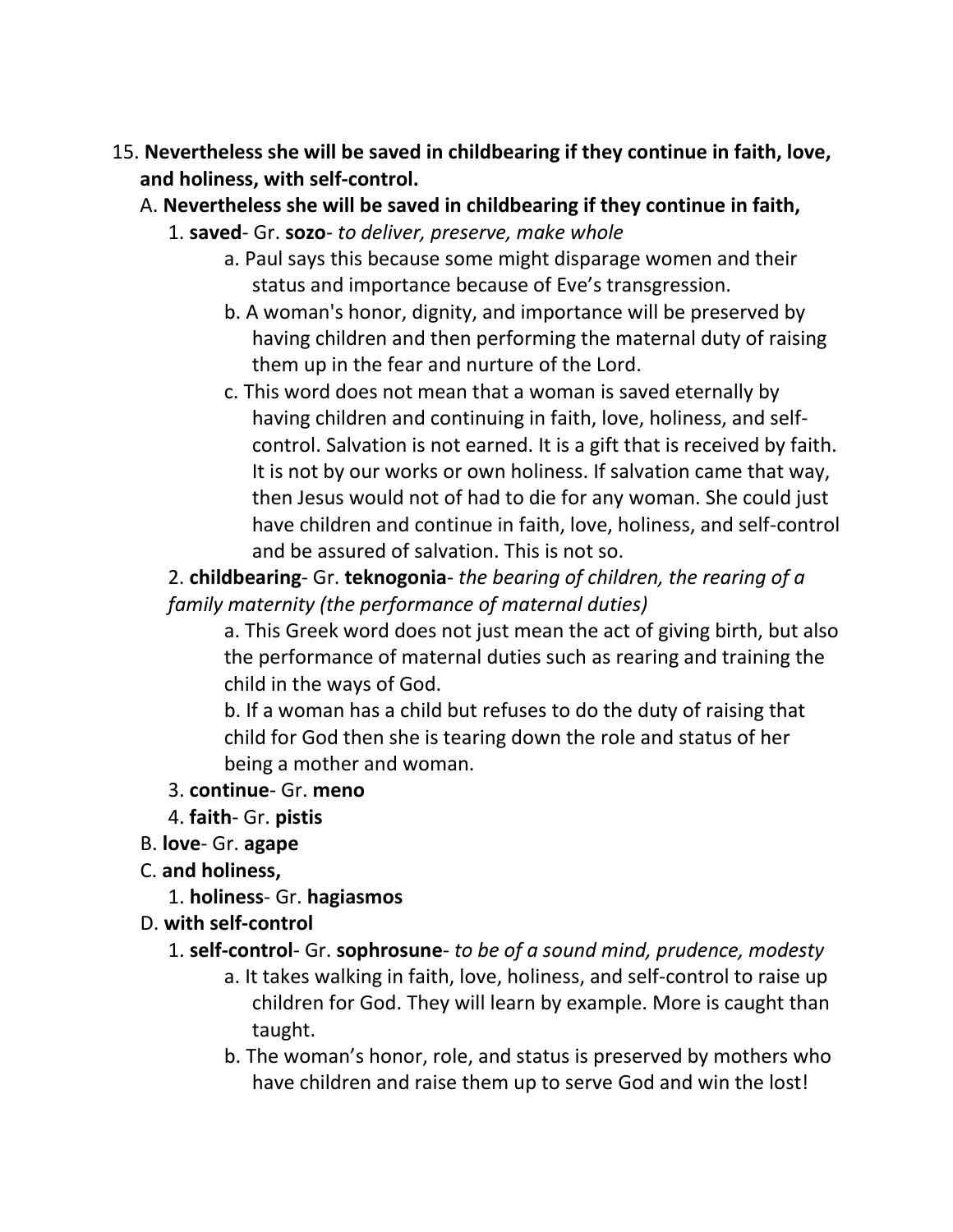15. **Nevertheless she will be saved in childbearing if they continue in faith, love, and holiness, with self-control.**

   A. **Nevertheless she will be saved in childbearing if they continue in faith,**

      1. **saved**- Gr. **sozo**- *to deliver, preserve, make whole*

         a. Paul says this because some might disparage women and their status and importance because of Eve's transgression.

         b. A woman's honor, dignity, and importance will be preserved by having children and then performing the maternal duty of raising them up in the fear and nurture of the Lord.

         c. This word does not mean that a woman is saved eternally by having children and continuing in faith, love, holiness, and self-control. Salvation is not earned. It is a gift that is received by faith. It is not by our works or own holiness. If salvation came that way, then Jesus would not of had to die for any woman. She could just have children and continue in faith, love, holiness, and self-control and be assured of salvation. This is not so.

      2. **childbearing**- Gr. **teknogonia**- *the bearing of children, the rearing of a family maternity (the performance of maternal duties)*

         a. This Greek word does not just mean the act of giving birth, but also the performance of maternal duties such as rearing and training the child in the ways of God.

         b. If a woman has a child but refuses to do the duty of raising that child for God then she is tearing down the role and status of her being a mother and woman.

      3. **continue**- Gr. **meno**

      4. **faith**- Gr. **pistis**

   B. **love**- Gr. **agape**

   C. **and holiness,**

      1. **holiness**- Gr. **hagiasmos**

   D. **with self-control**

      1. **self-control**- Gr. **sophrosune**- *to be of a sound mind, prudence, modesty*

         a. It takes walking in faith, love, holiness, and self-control to raise up children for God. They will learn by example. More is caught than taught.

         b. The woman's honor, role, and status is preserved by mothers who have children and raise them up to serve God and win the lost!